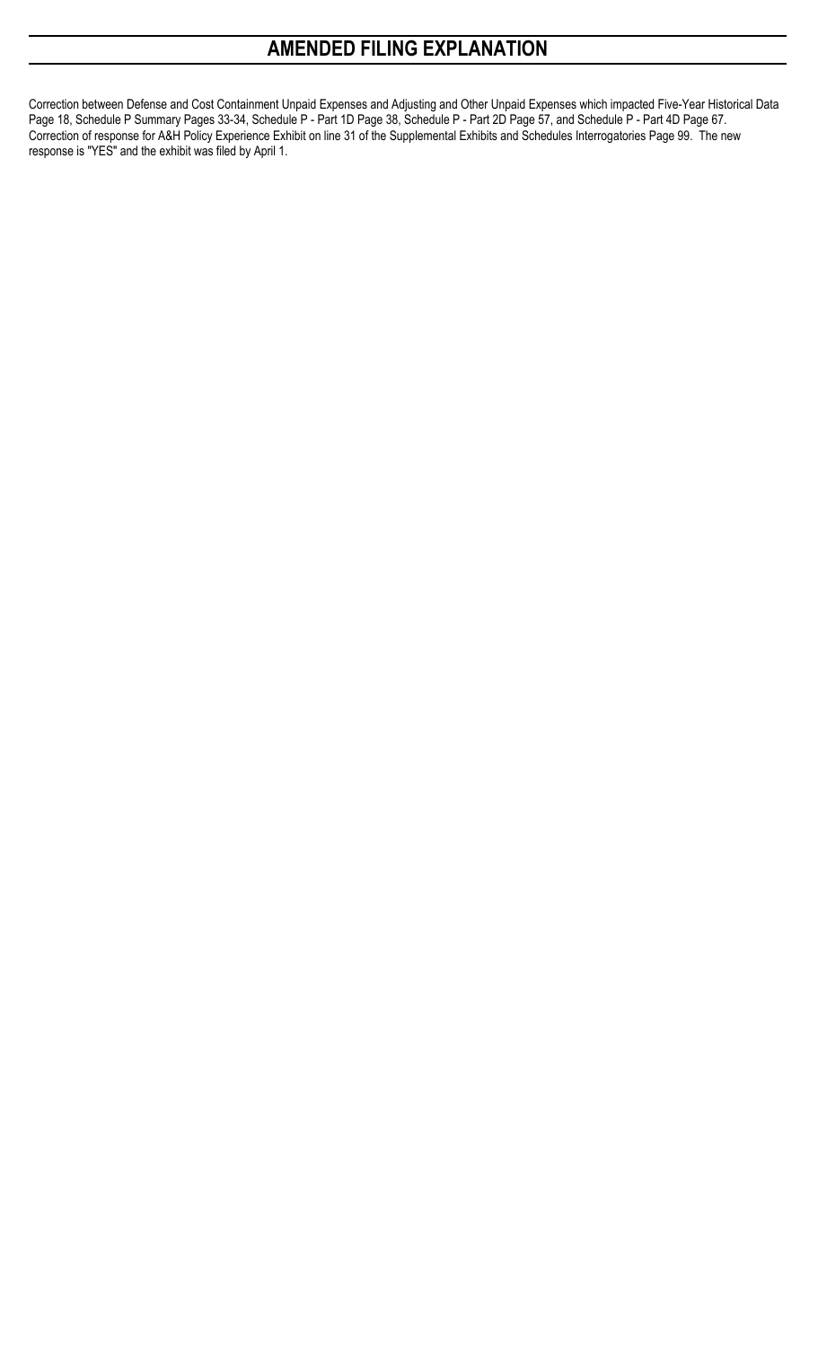# AMENDED FILING EXPLANATION

Correction between Defense and Cost Containment Unpaid Expenses and Adjusting and Other Unpaid Expenses which impacted Five-Year Historical Data Page 18, Schedule P Summary Pages 33-34, Schedule P - Part 1D Page 38, Schedule P - Part 2D Page 57, and Schedule P - Part 4D Page 67. Correction of response for A&H Policy Experience Exhibit on line 31 of the Supplemental Exhibits and Schedules Interrogatories Page 99. The new response is "YES" and the exhibit was filed by April 1.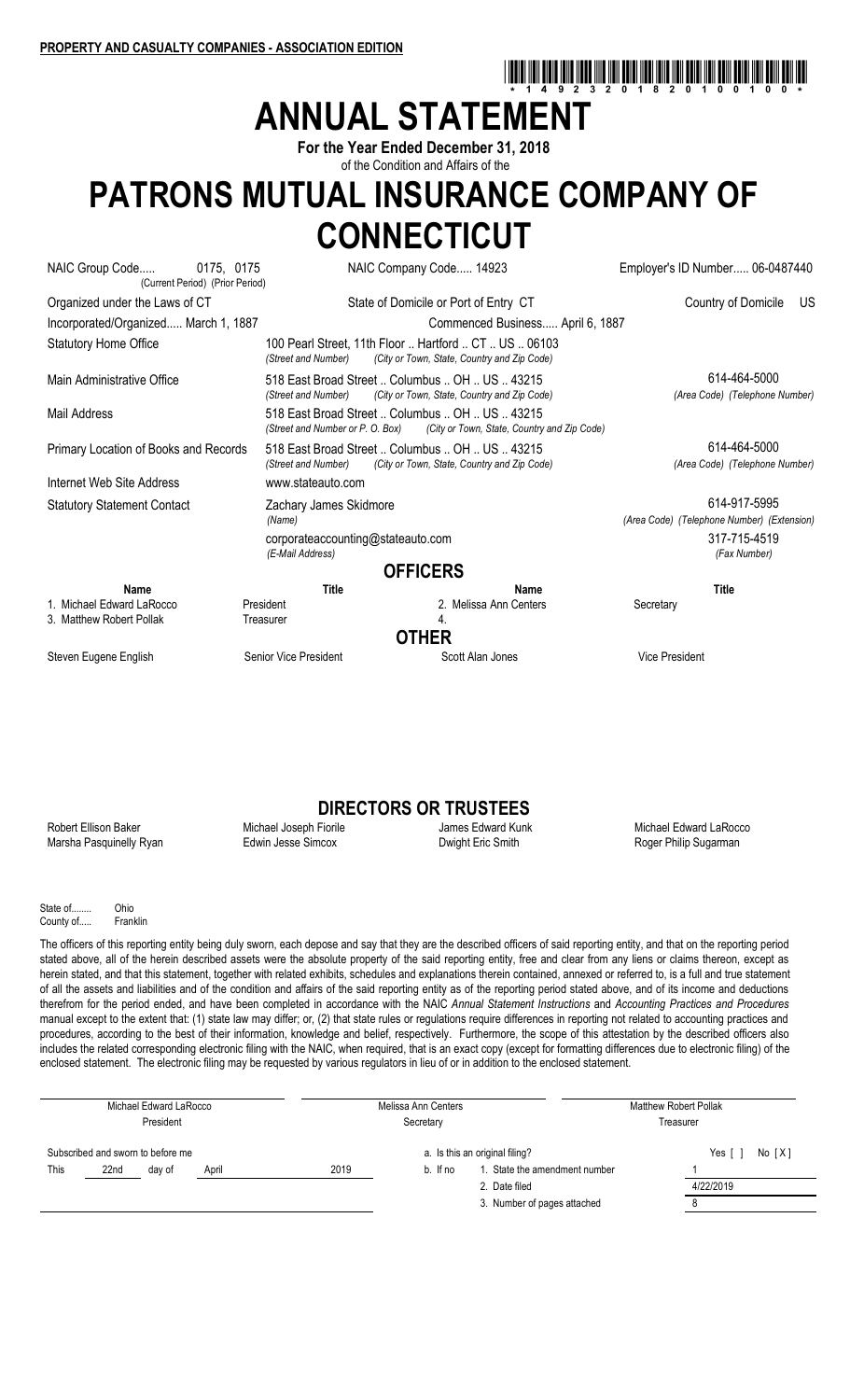**PROPERTY AND CASUALTY COMPANIES - ASSOCIATION EDITION**

\* 1 4 9 2 3 2 0 1 8 2 0 1 0 0 1 0 0 \*

# ANNUAL STATEMENT

**For the Year Ended December 31, 2018**

of the Condition and Affairs of the

# PATRONS MUTUAL INSURANCE COMPANY OF CONNECTICUT

| | | | |
|---|---|---|---|
| NAIC Group Code..... | 0175, 0175 (Current Period) (Prior Period) | NAIC Company Code..... 14923 | Employer's ID Number..... 06-0487440 |
| Organized under the Laws of CT | | State of Domicile or Port of Entry CT | Country of Domicile US |
| Incorporated/Organized..... March 1, 1887 | | Commenced Business..... April 6, 1887 | |
| Statutory Home Office | 100 Pearl Street, 11th Floor .. Hartford .. CT .. US .. 06103 *(Street and Number) (City or Town, State, Country and Zip Code)* | | |
| Main Administrative Office | 518 East Broad Street .. Columbus .. OH .. US .. 43215 *(Street and Number) (City or Town, State, Country and Zip Code)* | | 614-464-5000 *(Area Code) (Telephone Number)* |
| Mail Address | 518 East Broad Street .. Columbus .. OH .. US .. 43215 *(Street and Number or P. O. Box) (City or Town, State, Country and Zip Code)* | | |
| Primary Location of Books and Records | 518 East Broad Street .. Columbus .. OH .. US .. 43215 *(Street and Number) (City or Town, State, Country and Zip Code)* | | 614-464-5000 *(Area Code) (Telephone Number)* |
| Internet Web Site Address | www.stateauto.com | | |
| Statutory Statement Contact | Zachary James Skidmore *(Name)* | | 614-917-5995 *(Area Code) (Telephone Number) (Extension)* |
| | corporateaccounting@stateauto.com *(E-Mail Address)* | | 317-715-4519 *(Fax Number)* |

## OFFICERS

| Name | Title | Name | Title |
|---|---|---|---|
| 1. Michael Edward LaRocco | President | 2. Melissa Ann Centers | Secretary |
| 3. Matthew Robert Pollak | Treasurer | 4. | |

## OTHER

| | | | |
|---|---|---|---|
| Steven Eugene English | Senior Vice President | Scott Alan Jones | Vice President |

## DIRECTORS OR TRUSTEES

| | | | |
|---|---|---|---|
| Robert Ellison Baker | Michael Joseph Fiorile | James Edward Kunk | Michael Edward LaRocco |
| Marsha Pasquinelly Ryan | Edwin Jesse Simcox | Dwight Eric Smith | Roger Philip Sugarman |

State of........ Ohio
County of..... Franklin

The officers of this reporting entity being duly sworn, each depose and say that they are the described officers of said reporting entity, and that on the reporting period stated above, all of the herein described assets were the absolute property of the said reporting entity, free and clear from any liens or claims thereon, except as herein stated, and that this statement, together with related exhibits, schedules and explanations therein contained, annexed or referred to, is a full and true statement of all the assets and liabilities and of the condition and affairs of the said reporting entity as of the reporting period stated above, and of its income and deductions therefrom for the period ended, and have been completed in accordance with the NAIC *Annual Statement Instructions* and *Accounting Practices and Procedures* manual except to the extent that: (1) state law may differ; or, (2) that state rules or regulations require differences in reporting not related to accounting practices and procedures, according to the best of their information, knowledge and belief, respectively. Furthermore, the scope of this attestation by the described officers also includes the related corresponding electronic filing with the NAIC, when required, that is an exact copy (except for formatting differences due to electronic filing) of the enclosed statement. The electronic filing may be requested by various regulators in lieu of or in addition to the enclosed statement.

| | | |
|---|---|---|
| Michael Edward LaRocco | Melissa Ann Centers | Matthew Robert Pollak |
| President | Secretary | Treasurer |

| | | |
|---|---|---|
| Subscribed and sworn to before me | a. Is this an original filing? | Yes [ ] No [ X ] |
| This 22nd day of April 2019 | b. If no 1. State the amendment number | 1 |
| | 2. Date filed | 4/22/2019 |
| | 3. Number of pages attached | 8 |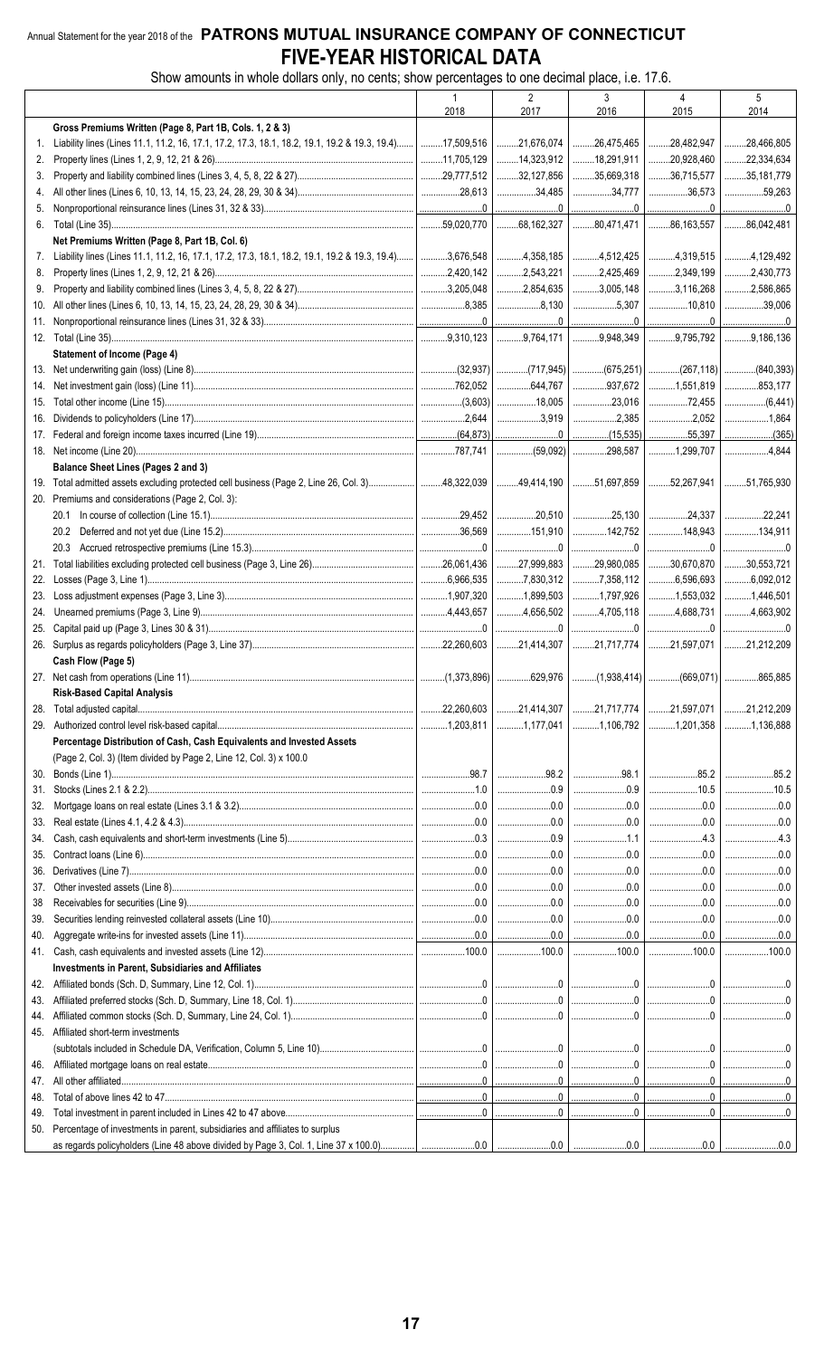Annual Statement for the year 2018 of the **PATRONS MUTUAL INSURANCE COMPANY OF CONNECTICUT**

# FIVE-YEAR HISTORICAL DATA

Show amounts in whole dollars only, no cents; show percentages to one decimal place, i.e. 17.6.

| | | 1<br>2018 | 2<br>2017 | 3<br>2016 | 4<br>2015 | 5<br>2014 |
|---|---|---|---|---|---|---|
| | **Gross Premiums Written (Page 8, Part 1B, Cols. 1, 2 & 3)** | | | | | |
| 1. | Liability lines (Lines 11.1, 11.2, 16, 17.1, 17.2, 17.3, 18.1, 18.2, 19.1, 19.2 & 19.3, 19.4) | 17,509,516 | 21,676,074 | 26,475,465 | 28,482,947 | 28,466,805 |
| 2. | Property lines (Lines 1, 2, 9, 12, 21 & 26) | 11,705,129 | 14,323,912 | 18,291,911 | 20,928,460 | 22,334,634 |
| 3. | Property and liability combined lines (Lines 3, 4, 5, 8, 22 & 27) | 29,777,512 | 32,127,856 | 35,669,318 | 36,715,577 | 35,181,779 |
| 4. | All other lines (Lines 6, 10, 13, 14, 15, 23, 24, 28, 29, 30 & 34) | 28,613 | 34,485 | 34,777 | 36,573 | 59,263 |
| 5. | Nonproportional reinsurance lines (Lines 31, 32 & 33) | 0 | 0 | 0 | 0 | 0 |
| 6. | Total (Line 35) | 59,020,770 | 68,162,327 | 80,471,471 | 86,163,557 | 86,042,481 |
| | **Net Premiums Written (Page 8, Part 1B, Col. 6)** | | | | | |
| 7. | Liability lines (Lines 11.1, 11.2, 16, 17.1, 17.2, 17.3, 18.1, 18.2, 19.1, 19.2 & 19.3, 19.4) | 3,676,548 | 4,358,185 | 4,512,425 | 4,319,515 | 4,129,492 |
| 8. | Property lines (Lines 1, 2, 9, 12, 21 & 26) | 2,420,142 | 2,543,221 | 2,425,469 | 2,349,199 | 2,430,773 |
| 9. | Property and liability combined lines (Lines 3, 4, 5, 8, 22 & 27) | 3,205,048 | 2,854,635 | 3,005,148 | 3,116,268 | 2,586,865 |
| 10. | All other lines (Lines 6, 10, 13, 14, 15, 23, 24, 28, 29, 30 & 34) | 8,385 | 8,130 | 5,307 | 10,810 | 39,006 |
| 11. | Nonproportional reinsurance lines (Lines 31, 32 & 33) | 0 | 0 | 0 | 0 | 0 |
| 12. | Total (Line 35) | 9,310,123 | 9,764,171 | 9,948,349 | 9,795,792 | 9,186,136 |
| | **Statement of Income (Page 4)** | | | | | |
| 13. | Net underwriting gain (loss) (Line 8) | (32,937) | (717,945) | (675,251) | (267,118) | (840,393) |
| 14. | Net investment gain (loss) (Line 11) | 762,052 | 644,767 | 937,672 | 1,551,819 | 853,177 |
| 15. | Total other income (Line 15) | (3,603) | 18,005 | 23,016 | 72,455 | (6,441) |
| 16. | Dividends to policyholders (Line 17) | 2,644 | 3,919 | 2,385 | 2,052 | 1,864 |
| 17. | Federal and foreign income taxes incurred (Line 19) | (64,873) | 0 | (15,535) | 55,397 | (365) |
| 18. | Net income (Line 20) | 787,741 | (59,092) | 298,587 | 1,299,707 | 4,844 |
| | **Balance Sheet Lines (Pages 2 and 3)** | | | | | |
| 19. | Total admitted assets excluding protected cell business (Page 2, Line 26, Col. 3) | 48,322,039 | 49,414,190 | 51,697,859 | 52,267,941 | 51,765,930 |
| 20. | Premiums and considerations (Page 2, Col. 3): | | | | | |
| | 20.1 In course of collection (Line 15.1) | 29,452 | 20,510 | 25,130 | 24,337 | 22,241 |
| | 20.2 Deferred and not yet due (Line 15.2) | 36,569 | 151,910 | 142,752 | 148,943 | 134,911 |
| | 20.3 Accrued retrospective premiums (Line 15.3) | 0 | 0 | 0 | 0 | 0 |
| 21. | Total liabilities excluding protected cell business (Page 3, Line 26) | 26,061,436 | 27,999,883 | 29,980,085 | 30,670,870 | 30,553,721 |
| 22. | Losses (Page 3, Line 1) | 6,966,535 | 7,830,312 | 7,358,112 | 6,596,693 | 6,092,012 |
| 23. | Loss adjustment expenses (Page 3, Line 3) | 1,907,320 | 1,899,503 | 1,797,926 | 1,553,032 | 1,446,501 |
| 24. | Unearned premiums (Page 3, Line 9) | 4,443,657 | 4,656,502 | 4,705,118 | 4,688,731 | 4,663,902 |
| 25. | Capital paid up (Page 3, Lines 30 & 31) | 0 | 0 | 0 | 0 | 0 |
| 26. | Surplus as regards policyholders (Page 3, Line 37) | 22,260,603 | 21,414,307 | 21,717,774 | 21,597,071 | 21,212,209 |
| | **Cash Flow (Page 5)** | | | | | |
| 27. | Net cash from operations (Line 11) | (1,373,896) | 629,976 | (1,938,414) | (669,071) | 865,885 |
| | **Risk-Based Capital Analysis** | | | | | |
| 28. | Total adjusted capital | 22,260,603 | 21,414,307 | 21,717,774 | 21,597,071 | 21,212,209 |
| 29. | Authorized control level risk-based capital | 1,203,811 | 1,177,041 | 1,106,792 | 1,201,358 | 1,136,888 |
| | **Percentage Distribution of Cash, Cash Equivalents and Invested Assets** | | | | | |
| | (Page 2, Col. 3) (Item divided by Page 2, Line 12, Col. 3) x 100.0 | | | | | |
| 30. | Bonds (Line 1) | 98.7 | 98.2 | 98.1 | 85.2 | 85.2 |
| 31. | Stocks (Lines 2.1 & 2.2) | 1.0 | 0.9 | 0.9 | 10.5 | 10.5 |
| 32. | Mortgage loans on real estate (Lines 3.1 & 3.2) | 0.0 | 0.0 | 0.0 | 0.0 | 0.0 |
| 33. | Real estate (Lines 4.1, 4.2 & 4.3) | 0.0 | 0.0 | 0.0 | 0.0 | 0.0 |
| 34. | Cash, cash equivalents and short-term investments (Line 5) | 0.3 | 0.9 | 1.1 | 4.3 | 4.3 |
| 35. | Contract loans (Line 6) | 0.0 | 0.0 | 0.0 | 0.0 | 0.0 |
| 36. | Derivatives (Line 7) | 0.0 | 0.0 | 0.0 | 0.0 | 0.0 |
| 37. | Other invested assets (Line 8) | 0.0 | 0.0 | 0.0 | 0.0 | 0.0 |
| 38 | Receivables for securities (Line 9) | 0.0 | 0.0 | 0.0 | 0.0 | 0.0 |
| 39. | Securities lending reinvested collateral assets (Line 10) | 0.0 | 0.0 | 0.0 | 0.0 | 0.0 |
| 40. | Aggregate write-ins for invested assets (Line 11) | 0.0 | 0.0 | 0.0 | 0.0 | 0.0 |
| 41. | Cash, cash equivalents and invested assets (Line 12) | 100.0 | 100.0 | 100.0 | 100.0 | 100.0 |
| | **Investments in Parent, Subsidiaries and Affiliates** | | | | | |
| 42. | Affiliated bonds (Sch. D, Summary, Line 12, Col. 1) | 0 | 0 | 0 | 0 | 0 |
| 43. | Affiliated preferred stocks (Sch. D, Summary, Line 18, Col. 1) | 0 | 0 | 0 | 0 | 0 |
| 44. | Affiliated common stocks (Sch. D, Summary, Line 24, Col. 1) | 0 | 0 | 0 | 0 | 0 |
| 45. | Affiliated short-term investments (subtotals included in Schedule DA, Verification, Column 5, Line 10) | 0 | 0 | 0 | 0 | 0 |
| 46. | Affiliated mortgage loans on real estate | 0 | 0 | 0 | 0 | 0 |
| 47. | All other affiliated | 0 | 0 | 0 | 0 | 0 |
| 48. | Total of above lines 42 to 47 | 0 | 0 | 0 | 0 | 0 |
| 49. | Total investment in parent included in Lines 42 to 47 above | 0 | 0 | 0 | 0 | 0 |
| 50. | Percentage of investments in parent, subsidiaries and affiliates to surplus as regards policyholders (Line 48 above divided by Page 3, Col. 1, Line 37 x 100.0) | 0.0 | 0.0 | 0.0 | 0.0 | 0.0 |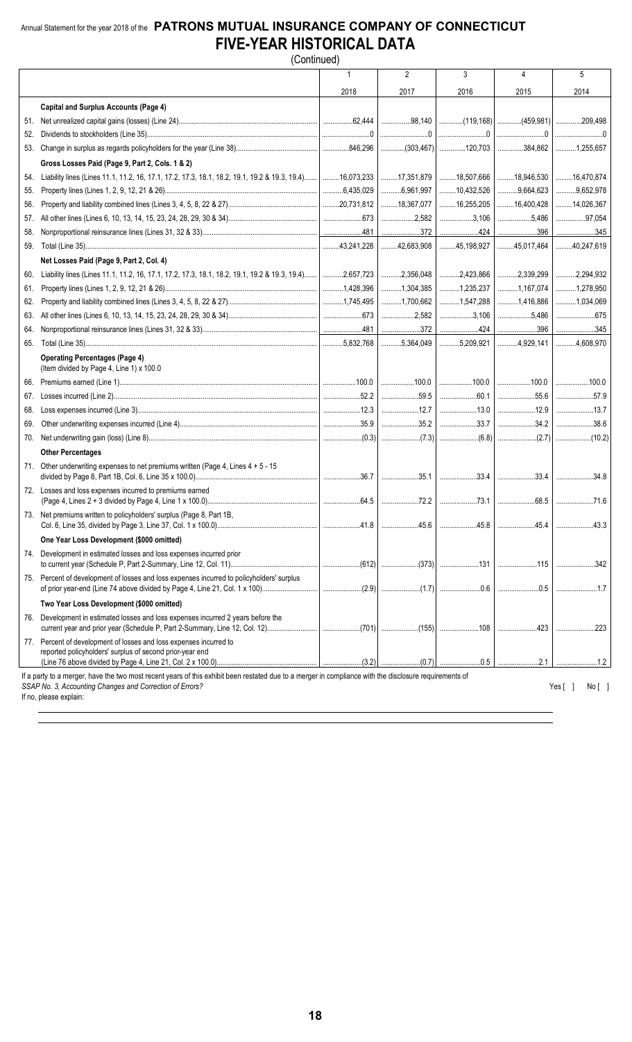Annual Statement for the year 2018 of the **PATRONS MUTUAL INSURANCE COMPANY OF CONNECTICUT**

# FIVE-YEAR HISTORICAL DATA

(Continued)

| | | 1 | 2 | 3 | 4 | 5 |
|---|---|---|---|---|---|---|
| | | 2018 | 2017 | 2016 | 2015 | 2014 |
| | **Capital and Surplus Accounts (Page 4)** | | | | | |
| 51. | Net unrealized capital gains (losses) (Line 24) | 62,444 | 98,140 | (119,168) | (459,981) | 209,498 |
| 52. | Dividends to stockholders (Line 35) | 0 | 0 | 0 | 0 | 0 |
| 53. | Change in surplus as regards policyholders for the year (Line 38) | 846,296 | (303,467) | 120,703 | 384,862 | 1,255,657 |
| | **Gross Losses Paid (Page 9, Part 2, Cols. 1 & 2)** | | | | | |
| 54. | Liability lines (Lines 11.1, 11.2, 16, 17.1, 17.2, 17.3, 18.1, 18.2, 19.1, 19.2 & 19.3, 19.4) | 16,073,233 | 17,351,879 | 18,507,666 | 18,946,530 | 16,470,874 |
| 55. | Property lines (Lines 1, 2, 9, 12, 21 & 26) | 6,435,029 | 6,961,997 | 10,432,526 | 9,664,623 | 9,652,978 |
| 56. | Property and liability combined lines (Lines 3, 4, 5, 8, 22 & 27) | 20,731,812 | 18,367,077 | 16,255,205 | 16,400,428 | 14,026,367 |
| 57. | All other lines (Lines 6, 10, 13, 14, 15, 23, 24, 28, 29, 30 & 34) | 673 | 2,582 | 3,106 | 5,486 | 97,054 |
| 58. | Nonproportional reinsurance lines (Lines 31, 32 & 33) | 481 | 372 | 424 | 396 | 345 |
| 59. | Total (Line 35) | 43,241,228 | 42,683,908 | 45,198,927 | 45,017,464 | 40,247,619 |
| | **Net Losses Paid (Page 9, Part 2, Col. 4)** | | | | | |
| 60. | Liability lines (Lines 11.1, 11.2, 16, 17.1, 17.2, 17.3, 18.1, 18.2, 19.1, 19.2 & 19.3, 19.4) | 2,657,723 | 2,356,048 | 2,423,866 | 2,339,299 | 2,294,932 |
| 61. | Property lines (Lines 1, 2, 9, 12, 21 & 26) | 1,428,396 | 1,304,385 | 1,235,237 | 1,167,074 | 1,278,950 |
| 62. | Property and liability combined lines (Lines 3, 4, 5, 8, 22 & 27) | 1,745,495 | 1,700,662 | 1,547,288 | 1,416,886 | 1,034,069 |
| 63. | All other lines (Lines 6, 10, 13, 14, 15, 23, 24, 28, 29, 30 & 34) | 673 | 2,582 | 3,106 | 5,486 | 675 |
| 64. | Nonproportional reinsurance lines (Lines 31, 32 & 33) | 481 | 372 | 424 | 396 | 345 |
| 65. | Total (Line 35) | 5,832,768 | 5,364,049 | 5,209,921 | 4,929,141 | 4,608,970 |
| | **Operating Percentages (Page 4)** (Item divided by Page 4, Line 1) x 100.0 | | | | | |
| 66. | Premiums earned (Line 1) | 100.0 | 100.0 | 100.0 | 100.0 | 100.0 |
| 67. | Losses incurred (Line 2) | 52.2 | 59.5 | 60.1 | 55.6 | 57.9 |
| 68. | Loss expenses incurred (Line 3) | 12.3 | 12.7 | 13.0 | 12.9 | 13.7 |
| 69. | Other underwriting expenses incurred (Line 4) | 35.9 | 35.2 | 33.7 | 34.2 | 38.6 |
| 70. | Net underwriting gain (loss) (Line 8) | (0.3) | (7.3) | (6.8) | (2.7) | (10.2) |
| | **Other Percentages** | | | | | |
| 71. | Other underwriting expenses to net premiums written (Page 4, Lines 4 + 5 - 15 divided by Page 8, Part 1B, Col. 6, Line 35 x 100.0) | 36.7 | 35.1 | 33.4 | 33.4 | 34.8 |
| 72. | Losses and loss expenses incurred to premiums earned (Page 4, Lines 2 + 3 divided by Page 4, Line 1 x 100.0) | 64.5 | 72.2 | 73.1 | 68.5 | 71.6 |
| 73. | Net premiums written to policyholders' surplus (Page 8, Part 1B, Col. 6, Line 35, divided by Page 3, Line 37, Col. 1 x 100.0) | 41.8 | 45.6 | 45.8 | 45.4 | 43.3 |
| | **One Year Loss Development ($000 omitted)** | | | | | |
| 74. | Development in estimated losses and loss expenses incurred prior to current year (Schedule P, Part 2-Summary, Line 12, Col. 11) | (612) | (373) | 131 | 115 | 342 |
| 75. | Percent of development of losses and loss expenses incurred to policyholders' surplus of prior year-end (Line 74 above divided by Page 4, Line 21, Col. 1 x 100) | (2.9) | (1.7) | 0.6 | 0.5 | 1.7 |
| | **Two Year Loss Development ($000 omitted)** | | | | | |
| 76. | Development in estimated losses and loss expenses incurred 2 years before the current year and prior year (Schedule P, Part 2-Summary, Line 12, Col. 12) | (701) | (155) | 108 | 423 | 223 |
| 77. | Percent of development of losses and loss expenses incurred to reported policyholders' surplus of second prior-year end (Line 76 above divided by Page 4, Line 21, Col. 2 x 100.0) | (3.2) | (0.7) | 0.5 | 2.1 | 1.2 |

If a party to a merger, have the two most recent years of this exhibit been restated due to a merger in compliance with the disclosure requirements of *SSAP No. 3, Accounting Changes and Correction of Errors?* Yes [ ] No [ ]

If no, please explain: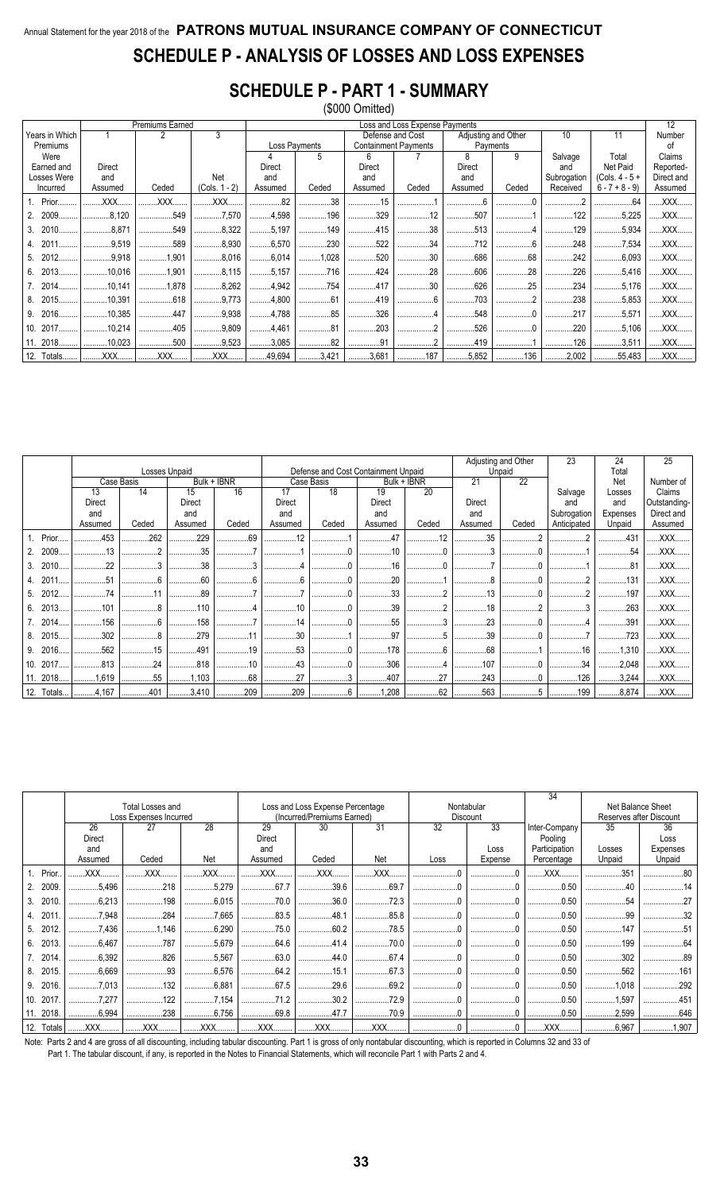Annual Statement for the year 2018 of the **PATRONS MUTUAL INSURANCE COMPANY OF CONNECTICUT**

# SCHEDULE P - ANALYSIS OF LOSSES AND LOSS EXPENSES

## SCHEDULE P - PART 1 - SUMMARY

($000 Omitted)

| Years in Which Premiums Were Earned and Losses Were Incurred | Premiums Earned | | | Loss and Loss Expense Payments | | | | | | | | 12 |
|---|---|---|---|---|---|---|---|---|---|---|---|---|
| | 1 | 2 | 3 | Loss Payments | | Defense and Cost Containment Payments | | Adjusting and Other Payments | | 10 | 11 | Number of |
| | Direct and Assumed | Ceded | Net (Cols. 1 - 2) | 4 Direct and Assumed | 5 Ceded | 6 Direct and Assumed | 7 Ceded | 8 Direct and Assumed | 9 Ceded | Salvage and Subrogation Received | Total Net Paid (Cols. 4 - 5 + 6 - 7 + 8 - 9) | Claims Reported- Direct and Assumed |
| 1. Prior | XXX | XXX | XXX | 82 | 38 | 15 | 1 | 6 | 0 | 2 | 64 | XXX |
| 2. 2009 | 8,120 | 549 | 7,570 | 4,598 | 196 | 329 | 12 | 507 | 1 | 122 | 5,225 | XXX |
| 3. 2010 | 8,871 | 549 | 8,322 | 5,197 | 149 | 415 | 38 | 513 | 4 | 129 | 5,934 | XXX |
| 4. 2011 | 9,519 | 589 | 8,930 | 6,570 | 230 | 522 | 34 | 712 | 6 | 248 | 7,534 | XXX |
| 5. 2012 | 9,918 | 1,901 | 8,016 | 6,014 | 1,028 | 520 | 30 | 686 | 68 | 242 | 6,093 | XXX |
| 6. 2013 | 10,016 | 1,901 | 8,115 | 5,157 | 716 | 424 | 28 | 606 | 28 | 226 | 5,416 | XXX |
| 7. 2014 | 10,141 | 1,878 | 8,262 | 4,942 | 754 | 417 | 30 | 626 | 25 | 234 | 5,176 | XXX |
| 8. 2015 | 10,391 | 618 | 9,773 | 4,800 | 61 | 419 | 6 | 703 | 2 | 238 | 5,853 | XXX |
| 9. 2016 | 10,385 | 447 | 9,938 | 4,788 | 85 | 326 | 4 | 548 | 0 | 217 | 5,571 | XXX |
| 10. 2017 | 10,214 | 405 | 9,809 | 4,461 | 81 | 203 | 2 | 526 | 0 | 220 | 5,106 | XXX |
| 11. 2018 | 10,023 | 500 | 9,523 | 3,085 | 82 | 91 | 2 | 419 | 1 | 126 | 3,511 | XXX |
| 12. Totals | XXX | XXX | XXX | 49,694 | 3,421 | 3,681 | 187 | 5,852 | 136 | 2,002 | 55,483 | XXX |

| | Losses Unpaid | | | | Defense and Cost Containment Unpaid | | | | Adjusting and Other Unpaid | | 23 | 24 | 25 |
|---|---|---|---|---|---|---|---|---|---|---|---|---|---|
| | Case Basis | | Bulk + IBNR | | Case Basis | | Bulk + IBNR | | 21 | 22 | | Total | Number of |
| | 13 Direct and Assumed | 14 Ceded | 15 Direct and Assumed | 16 Ceded | 17 Direct and Assumed | 18 Ceded | 19 Direct and Assumed | 20 Ceded | Direct and Assumed | Ceded | Salvage and Subrogation Anticipated | Net Losses and Expenses Unpaid | Claims Outstanding- Direct and Assumed |
| 1. Prior | 453 | 262 | 229 | 69 | 12 | 1 | 47 | 12 | 35 | 2 | 2 | 431 | XXX |
| 2. 2009 | 13 | 2 | 35 | 7 | 1 | 0 | 10 | 0 | 3 | 0 | 1 | 54 | XXX |
| 3. 2010 | 22 | 3 | 38 | 3 | 4 | 0 | 16 | 0 | 7 | 0 | 1 | 81 | XXX |
| 4. 2011 | 51 | 6 | 60 | 6 | 6 | 0 | 20 | 1 | 8 | 0 | 2 | 131 | XXX |
| 5. 2012 | 74 | 11 | 89 | 7 | 7 | 0 | 33 | 2 | 13 | 0 | 2 | 197 | XXX |
| 6. 2013 | 101 | 8 | 110 | 4 | 10 | 0 | 39 | 2 | 18 | 2 | 3 | 263 | XXX |
| 7. 2014 | 156 | 6 | 158 | 7 | 14 | 0 | 55 | 3 | 23 | 0 | 4 | 391 | XXX |
| 8. 2015 | 302 | 8 | 279 | 11 | 30 | 1 | 97 | 5 | 39 | 0 | 7 | 723 | XXX |
| 9. 2016 | 562 | 15 | 491 | 19 | 53 | 0 | 178 | 6 | 68 | 1 | 16 | 1,310 | XXX |
| 10. 2017 | 813 | 24 | 818 | 10 | 43 | 0 | 306 | 4 | 107 | 0 | 34 | 2,048 | XXX |
| 11. 2018 | 1,619 | 55 | 1,103 | 68 | 27 | 3 | 407 | 27 | 243 | 0 | 126 | 3,244 | XXX |
| 12. Totals | 4,167 | 401 | 3,410 | 209 | 209 | 6 | 1,208 | 62 | 563 | 5 | 199 | 8,874 | XXX |

| | Total Losses and Loss Expenses Incurred | | | Loss and Loss Expense Percentage (Incurred/Premiums Earned) | | | Nontabular Discount | | 34 | Net Balance Sheet Reserves after Discount | |
|---|---|---|---|---|---|---|---|---|---|---|---|
| | 26 Direct and Assumed | 27 Ceded | 28 Net | 29 Direct and Assumed | 30 Ceded | 31 Net | 32 Loss | 33 Loss Expense | Inter-Company Pooling Participation Percentage | 35 Losses Unpaid | 36 Loss Expenses Unpaid |
| 1. Prior | XXX | XXX | XXX | XXX | XXX | XXX | 0 | 0 | XXX | 351 | 80 |
| 2. 2009 | 5,496 | 218 | 5,279 | 67.7 | 39.6 | 69.7 | 0 | 0 | 0.50 | 40 | 14 |
| 3. 2010 | 6,213 | 198 | 6,015 | 70.0 | 36.0 | 72.3 | 0 | 0 | 0.50 | 54 | 27 |
| 4. 2011 | 7,948 | 284 | 7,665 | 83.5 | 48.1 | 85.8 | 0 | 0 | 0.50 | 99 | 32 |
| 5. 2012 | 7,436 | 1,146 | 6,290 | 75.0 | 60.2 | 78.5 | 0 | 0 | 0.50 | 147 | 51 |
| 6. 2013 | 6,467 | 787 | 5,679 | 64.6 | 41.4 | 70.0 | 0 | 0 | 0.50 | 199 | 64 |
| 7. 2014 | 6,392 | 826 | 5,567 | 63.0 | 44.0 | 67.4 | 0 | 0 | 0.50 | 302 | 89 |
| 8. 2015 | 6,669 | 93 | 6,576 | 64.2 | 15.1 | 67.3 | 0 | 0 | 0.50 | 562 | 161 |
| 9. 2016 | 7,013 | 132 | 6,881 | 67.5 | 29.6 | 69.2 | 0 | 0 | 0.50 | 1,018 | 292 |
| 10. 2017 | 7,277 | 122 | 7,154 | 71.2 | 30.2 | 72.9 | 0 | 0 | 0.50 | 1,597 | 451 |
| 11. 2018 | 6,994 | 238 | 6,756 | 69.8 | 47.7 | 70.9 | 0 | 0 | 0.50 | 2,599 | 646 |
| 12. Totals | XXX | XXX | XXX | XXX | XXX | XXX | 0 | 0 | XXX | 6,967 | 1,907 |

Note: Parts 2 and 4 are gross of all discounting, including tabular discounting. Part 1 is gross of only nontabular discounting, which is reported in Columns 32 and 33 of Part 1. The tabular discount, if any, is reported in the Notes to Financial Statements, which will reconcile Part 1 with Parts 2 and 4.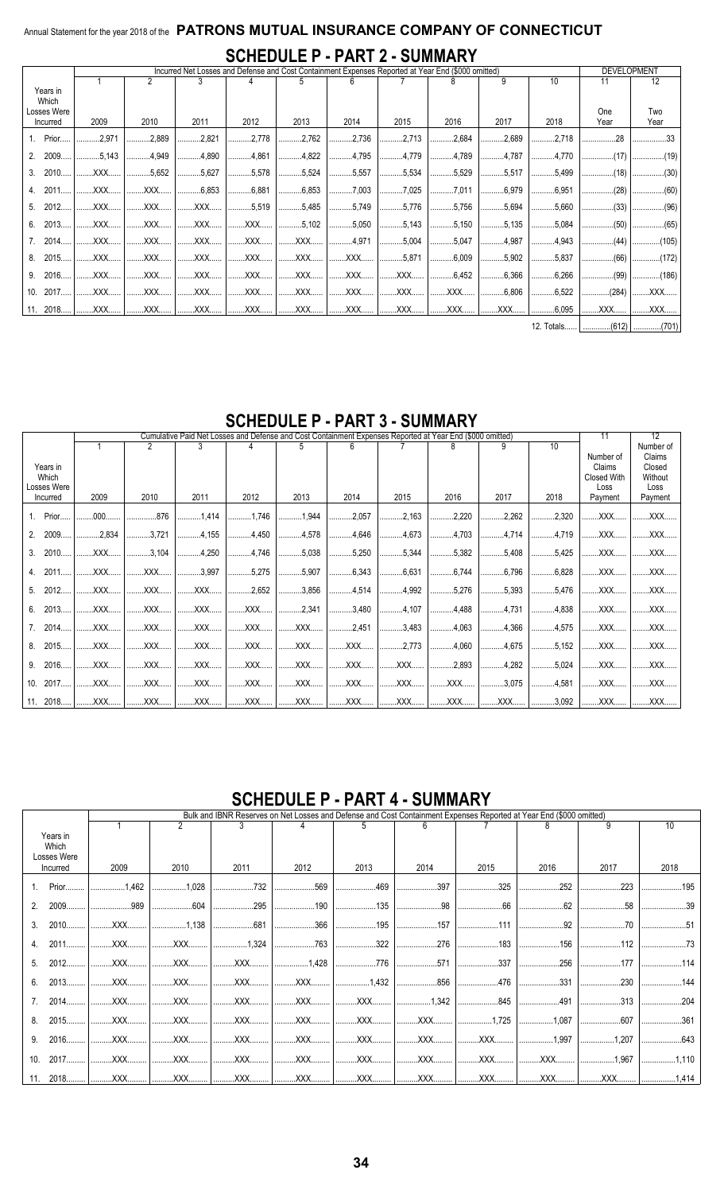Annual Statement for the year 2018 of the **PATRONS MUTUAL INSURANCE COMPANY OF CONNECTICUT**

# SCHEDULE P - PART 2 - SUMMARY

| Years in Which Losses Were Incurred | Incurred Net Losses and Defense and Cost Containment Expenses Reported at Year End ($000 omitted) | | | | | | | | | | DEVELOPMENT | |
|---|---|---|---|---|---|---|---|---|---|---|---|---|
| | 1 | 2 | 3 | 4 | 5 | 6 | 7 | 8 | 9 | 10 | 11 | 12 |
| | 2009 | 2010 | 2011 | 2012 | 2013 | 2014 | 2015 | 2016 | 2017 | 2018 | One Year | Two Year |
| 1. Prior | 2,971 | 2,889 | 2,821 | 2,778 | 2,762 | 2,736 | 2,713 | 2,684 | 2,689 | 2,718 | 28 | 33 |
| 2. 2009 | 5,143 | 4,949 | 4,890 | 4,861 | 4,822 | 4,795 | 4,779 | 4,789 | 4,787 | 4,770 | (17) | (19) |
| 3. 2010 | XXX | 5,652 | 5,627 | 5,578 | 5,524 | 5,557 | 5,534 | 5,529 | 5,517 | 5,499 | (18) | (30) |
| 4. 2011 | XXX | XXX | 6,853 | 6,881 | 6,853 | 7,003 | 7,025 | 7,011 | 6,979 | 6,951 | (28) | (60) |
| 5. 2012 | XXX | XXX | XXX | 5,519 | 5,485 | 5,749 | 5,776 | 5,756 | 5,694 | 5,660 | (33) | (96) |
| 6. 2013 | XXX | XXX | XXX | XXX | 5,102 | 5,050 | 5,143 | 5,150 | 5,135 | 5,084 | (50) | (65) |
| 7. 2014 | XXX | XXX | XXX | XXX | XXX | 4,971 | 5,004 | 5,047 | 4,987 | 4,943 | (44) | (105) |
| 8. 2015 | XXX | XXX | XXX | XXX | XXX | XXX | 5,871 | 6,009 | 5,902 | 5,837 | (66) | (172) |
| 9. 2016 | XXX | XXX | XXX | XXX | XXX | XXX | XXX | 6,452 | 6,366 | 6,266 | (99) | (186) |
| 10. 2017 | XXX | XXX | XXX | XXX | XXX | XXX | XXX | XXX | 6,806 | 6,522 | (284) | XXX |
| 11. 2018 | XXX | XXX | XXX | XXX | XXX | XXX | XXX | XXX | XXX | 6,095 | XXX | XXX |
| | | | | | | | | | | 12. Totals | (612) | (701) |

# SCHEDULE P - PART 3 - SUMMARY

| Years in Which Losses Were Incurred | Cumulative Paid Net Losses and Defense and Cost Containment Expenses Reported at Year End ($000 omitted) | | | | | | | | | | 11 | 12 |
|---|---|---|---|---|---|---|---|---|---|---|---|---|
| | 1 | 2 | 3 | 4 | 5 | 6 | 7 | 8 | 9 | 10 | Number of Claims Closed With Loss Payment | Number of Claims Closed Without Loss Payment |
| | 2009 | 2010 | 2011 | 2012 | 2013 | 2014 | 2015 | 2016 | 2017 | 2018 | | |
| 1. Prior | 000 | 876 | 1,414 | 1,746 | 1,944 | 2,057 | 2,163 | 2,220 | 2,262 | 2,320 | XXX | XXX |
| 2. 2009 | 2,834 | 3,721 | 4,155 | 4,450 | 4,578 | 4,646 | 4,673 | 4,703 | 4,714 | 4,719 | XXX | XXX |
| 3. 2010 | XXX | 3,104 | 4,250 | 4,746 | 5,038 | 5,250 | 5,344 | 5,382 | 5,408 | 5,425 | XXX | XXX |
| 4. 2011 | XXX | XXX | 3,997 | 5,275 | 5,907 | 6,343 | 6,631 | 6,744 | 6,796 | 6,828 | XXX | XXX |
| 5. 2012 | XXX | XXX | XXX | 2,652 | 3,856 | 4,514 | 4,992 | 5,276 | 5,393 | 5,476 | XXX | XXX |
| 6. 2013 | XXX | XXX | XXX | XXX | 2,341 | 3,480 | 4,107 | 4,488 | 4,731 | 4,838 | XXX | XXX |
| 7. 2014 | XXX | XXX | XXX | XXX | XXX | 2,451 | 3,483 | 4,063 | 4,366 | 4,575 | XXX | XXX |
| 8. 2015 | XXX | XXX | XXX | XXX | XXX | XXX | 2,773 | 4,060 | 4,675 | 5,152 | XXX | XXX |
| 9. 2016 | XXX | XXX | XXX | XXX | XXX | XXX | XXX | 2,893 | 4,282 | 5,024 | XXX | XXX |
| 10. 2017 | XXX | XXX | XXX | XXX | XXX | XXX | XXX | XXX | 3,075 | 4,581 | XXX | XXX |
| 11. 2018 | XXX | XXX | XXX | XXX | XXX | XXX | XXX | XXX | XXX | 3,092 | XXX | XXX |

# SCHEDULE P - PART 4 - SUMMARY

| Years in Which Losses Were Incurred | Bulk and IBNR Reserves on Net Losses and Defense and Cost Containment Expenses Reported at Year End ($000 omitted) | | | | | | | | | |
|---|---|---|---|---|---|---|---|---|---|---|
| | 1 | 2 | 3 | 4 | 5 | 6 | 7 | 8 | 9 | 10 |
| | 2009 | 2010 | 2011 | 2012 | 2013 | 2014 | 2015 | 2016 | 2017 | 2018 |
| 1. Prior | 1,462 | 1,028 | 732 | 569 | 469 | 397 | 325 | 252 | 223 | 195 |
| 2. 2009 | 989 | 604 | 295 | 190 | 135 | 98 | 66 | 62 | 58 | 39 |
| 3. 2010 | XXX | 1,138 | 681 | 366 | 195 | 157 | 111 | 92 | 70 | 51 |
| 4. 2011 | XXX | XXX | 1,324 | 763 | 322 | 276 | 183 | 156 | 112 | 73 |
| 5. 2012 | XXX | XXX | XXX | 1,428 | 776 | 571 | 337 | 256 | 177 | 114 |
| 6. 2013 | XXX | XXX | XXX | XXX | 1,432 | 856 | 476 | 331 | 230 | 144 |
| 7. 2014 | XXX | XXX | XXX | XXX | XXX | 1,342 | 845 | 491 | 313 | 204 |
| 8. 2015 | XXX | XXX | XXX | XXX | XXX | XXX | 1,725 | 1,087 | 607 | 361 |
| 9. 2016 | XXX | XXX | XXX | XXX | XXX | XXX | XXX | 1,997 | 1,207 | 643 |
| 10. 2017 | XXX | XXX | XXX | XXX | XXX | XXX | XXX | XXX | 1,967 | 1,110 |
| 11. 2018 | XXX | XXX | XXX | XXX | XXX | XXX | XXX | XXX | XXX | 1,414 |